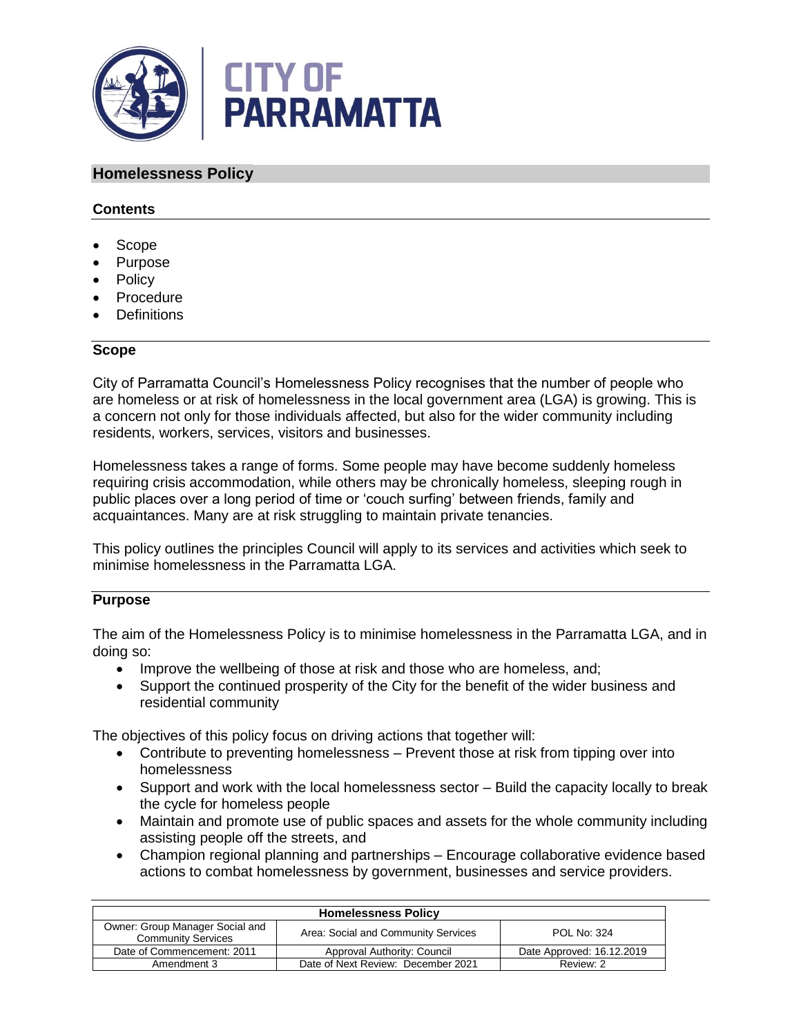# Homelessness Policy

## Contents

- Scope
- Purpose
- Policy
- Procedure
- Definitions

## Scope

City of Parramatta Council's Homelessness Policy recognises that the number of people who are homeless or at risk of homelessness in the local government area (LGA) is growing. This is a concern not only for those individuals affected, but also for the wider community including residents, workers, services, visitors and businesses.

Homelessness takes a range of forms. Some people may have become suddenly homeless requiring crisis accommodation, while others may be chronically homeless, sleeping rough in public places over a long period of time or 'couch surfing' between friends, family and acquaintances. Many are at risk struggling to maintain private tenancies.

This policy outlines the principles Council will apply to its services and activities which seek to minimise homelessness in the Parramatta LGA.

## Purpose

The aim of the Homelessness Policy is to minimise homelessness in the Parramatta LGA, and in doing so:

- Improve the wellbeing of those at risk and those who are homeless, and;
- Support the continued prosperity of the City for the benefit of the wider business and residential community

The objectives of this policy focus on driving actions that together will:

- Contribute to preventing homelessness – Prevent those at risk from tipping over into homelessness
- Support and work with the local homelessness sector – Build the capacity locally to break the cycle for homeless people
- Maintain and promote use of public spaces and assets for the whole community including assisting people off the streets, and
- Champion regional planning and partnerships – Encourage collaborative evidence based actions to combat homelessness by government, businesses and service providers.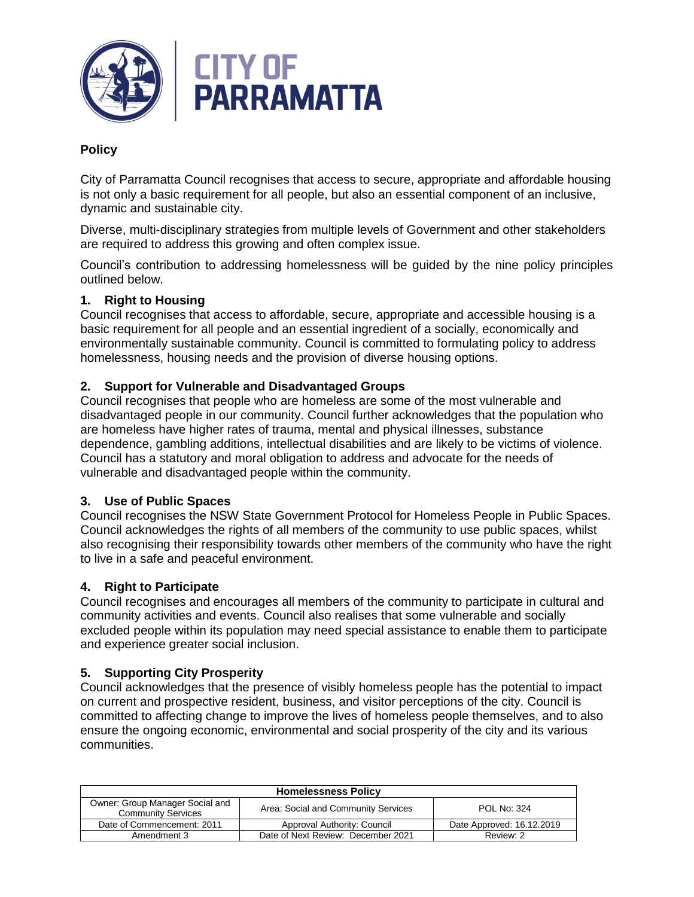## Policy

City of Parramatta Council recognises that access to secure, appropriate and affordable housing is not only a basic requirement for all people, but also an essential component of an inclusive, dynamic and sustainable city.

Diverse, multi-disciplinary strategies from multiple levels of Government and other stakeholders are required to address this growing and often complex issue.

Council's contribution to addressing homelessness will be guided by the nine policy principles outlined below.

### 1. Right to Housing

Council recognises that access to affordable, secure, appropriate and accessible housing is a basic requirement for all people and an essential ingredient of a socially, economically and environmentally sustainable community. Council is committed to formulating policy to address homelessness, housing needs and the provision of diverse housing options.

### 2. Support for Vulnerable and Disadvantaged Groups

Council recognises that people who are homeless are some of the most vulnerable and disadvantaged people in our community. Council further acknowledges that the population who are homeless have higher rates of trauma, mental and physical illnesses, substance dependence, gambling additions, intellectual disabilities and are likely to be victims of violence. Council has a statutory and moral obligation to address and advocate for the needs of vulnerable and disadvantaged people within the community.

### 3. Use of Public Spaces

Council recognises the NSW State Government Protocol for Homeless People in Public Spaces. Council acknowledges the rights of all members of the community to use public spaces, whilst also recognising their responsibility towards other members of the community who have the right to live in a safe and peaceful environment.

### 4. Right to Participate

Council recognises and encourages all members of the community to participate in cultural and community activities and events. Council also realises that some vulnerable and socially excluded people within its population may need special assistance to enable them to participate and experience greater social inclusion.

### 5. Supporting City Prosperity

Council acknowledges that the presence of visibly homeless people has the potential to impact on current and prospective resident, business, and visitor perceptions of the city. Council is committed to affecting change to improve the lives of homeless people themselves, and to also ensure the ongoing economic, environmental and social prosperity of the city and its various communities.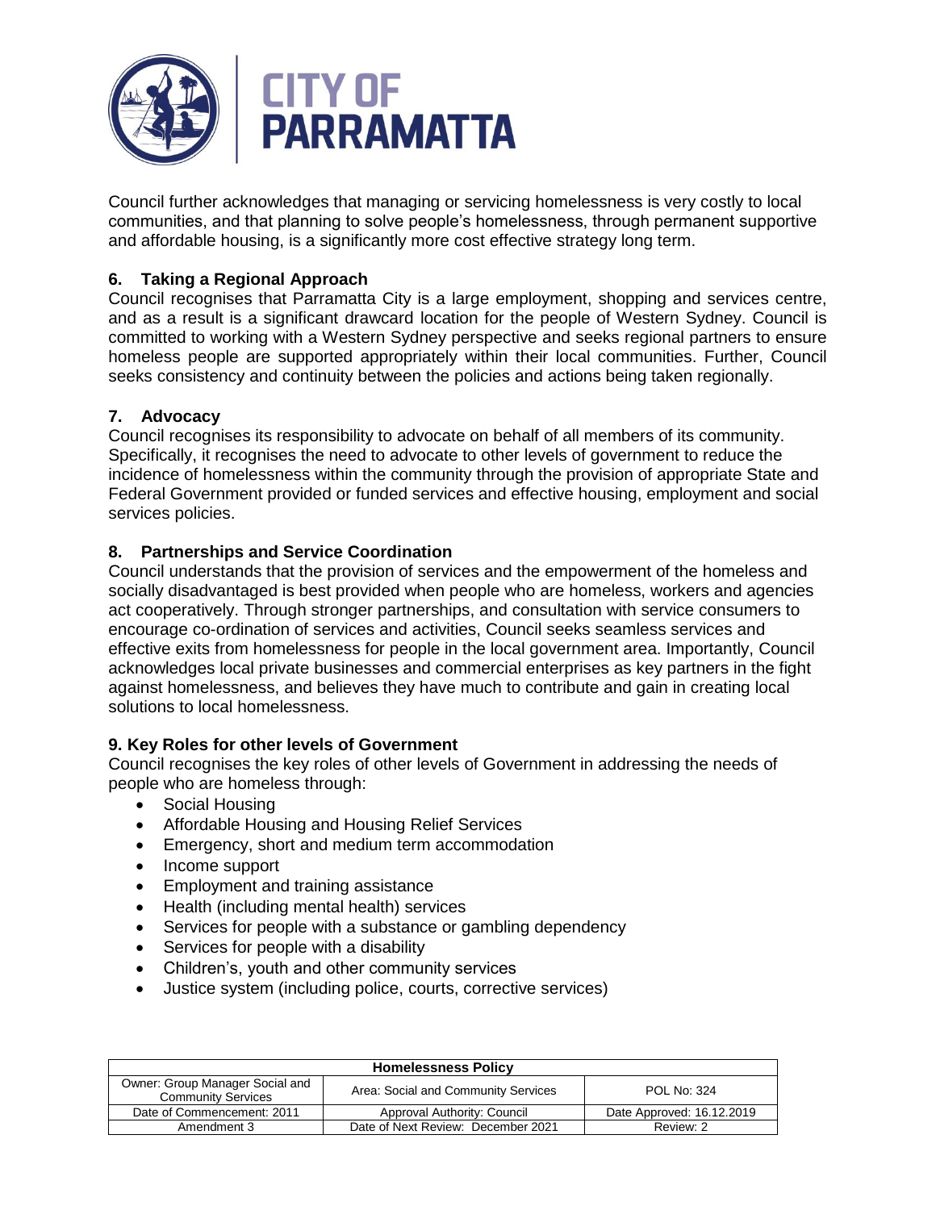Council further acknowledges that managing or servicing homelessness is very costly to local communities, and that planning to solve people's homelessness, through permanent supportive and affordable housing, is a significantly more cost effective strategy long term.

## 6. Taking a Regional Approach

Council recognises that Parramatta City is a large employment, shopping and services centre, and as a result is a significant drawcard location for the people of Western Sydney. Council is committed to working with a Western Sydney perspective and seeks regional partners to ensure homeless people are supported appropriately within their local communities. Further, Council seeks consistency and continuity between the policies and actions being taken regionally.

## 7. Advocacy

Council recognises its responsibility to advocate on behalf of all members of its community. Specifically, it recognises the need to advocate to other levels of government to reduce the incidence of homelessness within the community through the provision of appropriate State and Federal Government provided or funded services and effective housing, employment and social services policies.

## 8. Partnerships and Service Coordination

Council understands that the provision of services and the empowerment of the homeless and socially disadvantaged is best provided when people who are homeless, workers and agencies act cooperatively. Through stronger partnerships, and consultation with service consumers to encourage co-ordination of services and activities, Council seeks seamless services and effective exits from homelessness for people in the local government area. Importantly, Council acknowledges local private businesses and commercial enterprises as key partners in the fight against homelessness, and believes they have much to contribute and gain in creating local solutions to local homelessness.

## 9. Key Roles for other levels of Government

Council recognises the key roles of other levels of Government in addressing the needs of people who are homeless through:

- Social Housing
- Affordable Housing and Housing Relief Services
- Emergency, short and medium term accommodation
- Income support
- Employment and training assistance
- Health (including mental health) services
- Services for people with a substance or gambling dependency
- Services for people with a disability
- Children's, youth and other community services
- Justice system (including police, courts, corrective services)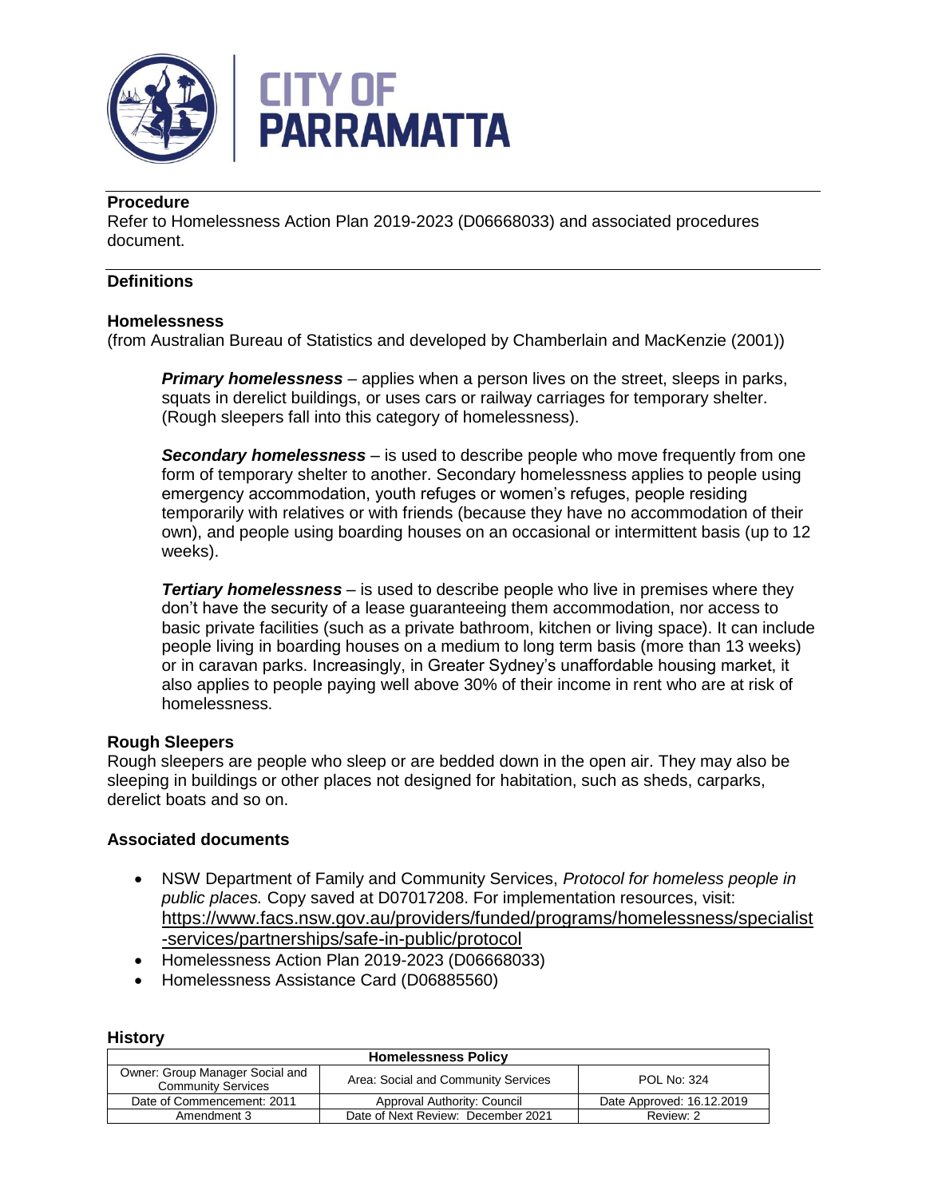## Procedure

Refer to Homelessness Action Plan 2019-2023 (D06668033) and associated procedures document.

## Definitions

### Homelessness

(from Australian Bureau of Statistics and developed by Chamberlain and MacKenzie (2001))

> ***Primary homelessness*** – applies when a person lives on the street, sleeps in parks, squats in derelict buildings, or uses cars or railway carriages for temporary shelter. (Rough sleepers fall into this category of homelessness).
>
> ***Secondary homelessness*** – is used to describe people who move frequently from one form of temporary shelter to another. Secondary homelessness applies to people using emergency accommodation, youth refuges or women's refuges, people residing temporarily with relatives or with friends (because they have no accommodation of their own), and people using boarding houses on an occasional or intermittent basis (up to 12 weeks).
>
> ***Tertiary homelessness*** – is used to describe people who live in premises where they don't have the security of a lease guaranteeing them accommodation, nor access to basic private facilities (such as a private bathroom, kitchen or living space). It can include people living in boarding houses on a medium to long term basis (more than 13 weeks) or in caravan parks. Increasingly, in Greater Sydney's unaffordable housing market, it also applies to people paying well above 30% of their income in rent who are at risk of homelessness.

### Rough Sleepers

Rough sleepers are people who sleep or are bedded down in the open air. They may also be sleeping in buildings or other places not designed for habitation, such as sheds, carparks, derelict boats and so on.

### Associated documents

- NSW Department of Family and Community Services, *Protocol for homeless people in public places.* Copy saved at D07017208. For implementation resources, visit: https://www.facs.nsw.gov.au/providers/funded/programs/homelessness/specialist-services/partnerships/safe-in-public/protocol
- Homelessness Action Plan 2019-2023 (D06668033)
- Homelessness Assistance Card (D06885560)

### History

| Homelessness Policy | | |
|---|---|---|
| Owner: Group Manager Social and Community Services | Area: Social and Community Services | POL No: 324 |
| Date of Commencement: 2011 | Approval Authority: Council | Date Approved: 16.12.2019 |
| Amendment 3 | Date of Next Review: December 2021 | Review: 2 |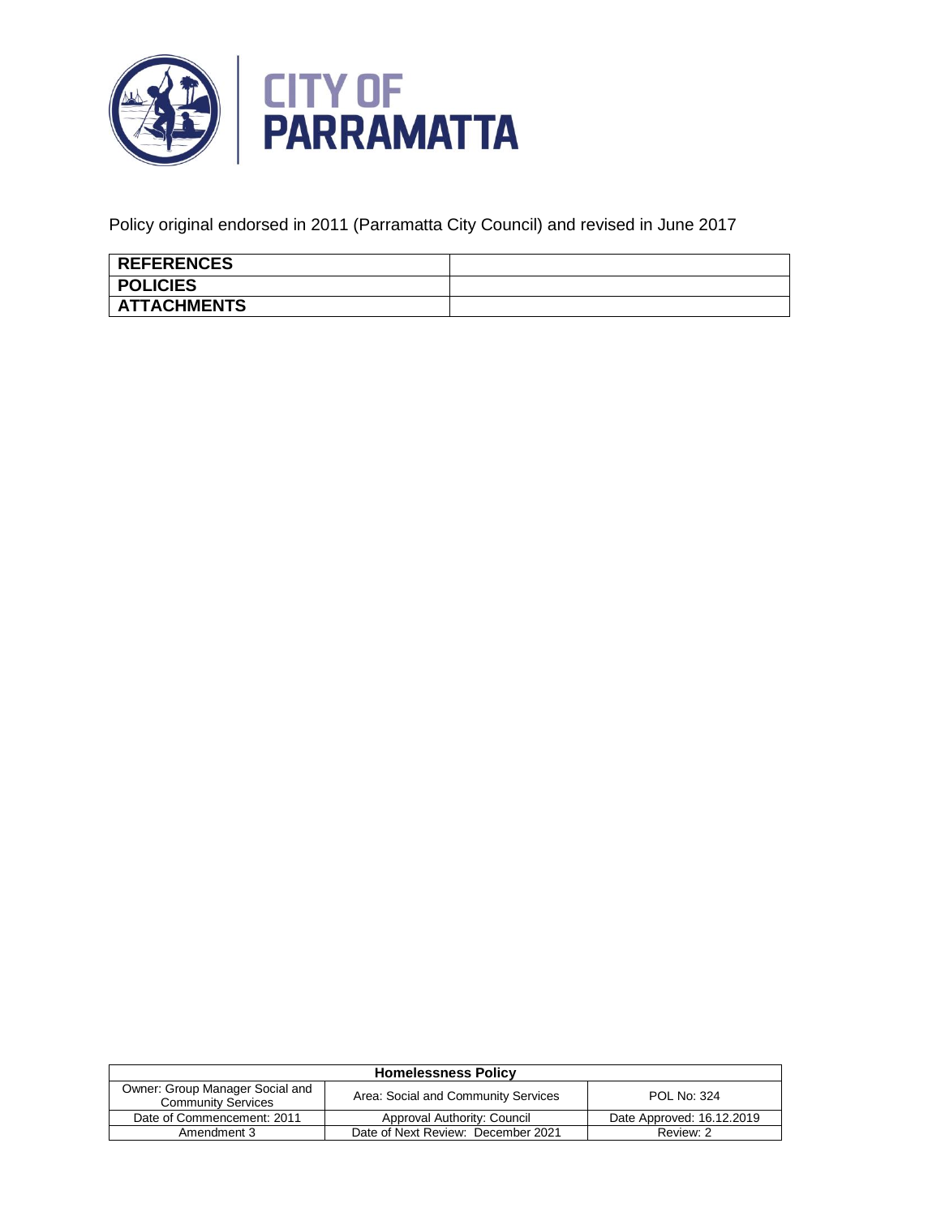Policy original endorsed in 2011 (Parramatta City Council) and revised in June 2017

| | |
|---|---|
| **REFERENCES** | |
| **POLICIES** | |
| **ATTACHMENTS** | |